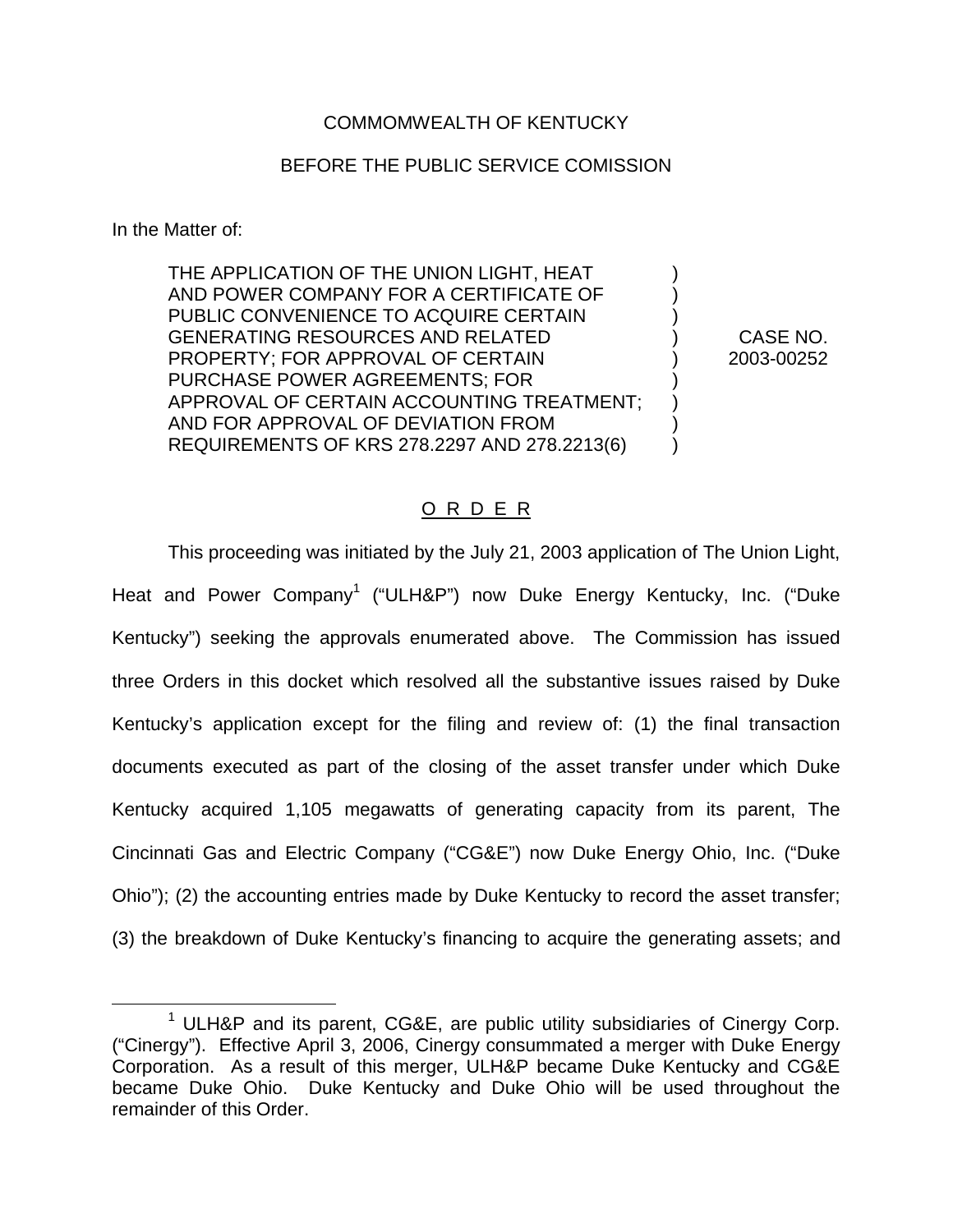COMMOMWEALTH OF KENTUCKY

BEFORE THE PUBLIC SERVICE COMISSION

In the Matter of:

| | | |
|---|---|---|
| THE APPLICATION OF THE UNION LIGHT, HEAT AND POWER COMPANY FOR A CERTIFICATE OF PUBLIC CONVENIENCE TO ACQUIRE CERTAIN GENERATING RESOURCES AND RELATED PROPERTY; FOR APPROVAL OF CERTAIN PURCHASE POWER AGREEMENTS; FOR APPROVAL OF CERTAIN ACCOUNTING TREATMENT; AND FOR APPROVAL OF DEVIATION FROM REQUIREMENTS OF KRS 278.2297 AND 278.2213(6) | ) ) ) ) ) ) ) ) ) | CASE NO. 2003-00252 |

## O R D E R

This proceeding was initiated by the July 21, 2003 application of The Union Light, Heat and Power Company[1] ("ULH&P") now Duke Energy Kentucky, Inc. ("Duke Kentucky") seeking the approvals enumerated above. The Commission has issued three Orders in this docket which resolved all the substantive issues raised by Duke Kentucky's application except for the filing and review of: (1) the final transaction documents executed as part of the closing of the asset transfer under which Duke Kentucky acquired 1,105 megawatts of generating capacity from its parent, The Cincinnati Gas and Electric Company ("CG&E") now Duke Energy Ohio, Inc. ("Duke Ohio"); (2) the accounting entries made by Duke Kentucky to record the asset transfer; (3) the breakdown of Duke Kentucky's financing to acquire the generating assets; and

[1] ULH&P and its parent, CG&E, are public utility subsidiaries of Cinergy Corp. ("Cinergy"). Effective April 3, 2006, Cinergy consummated a merger with Duke Energy Corporation. As a result of this merger, ULH&P became Duke Kentucky and CG&E became Duke Ohio. Duke Kentucky and Duke Ohio will be used throughout the remainder of this Order.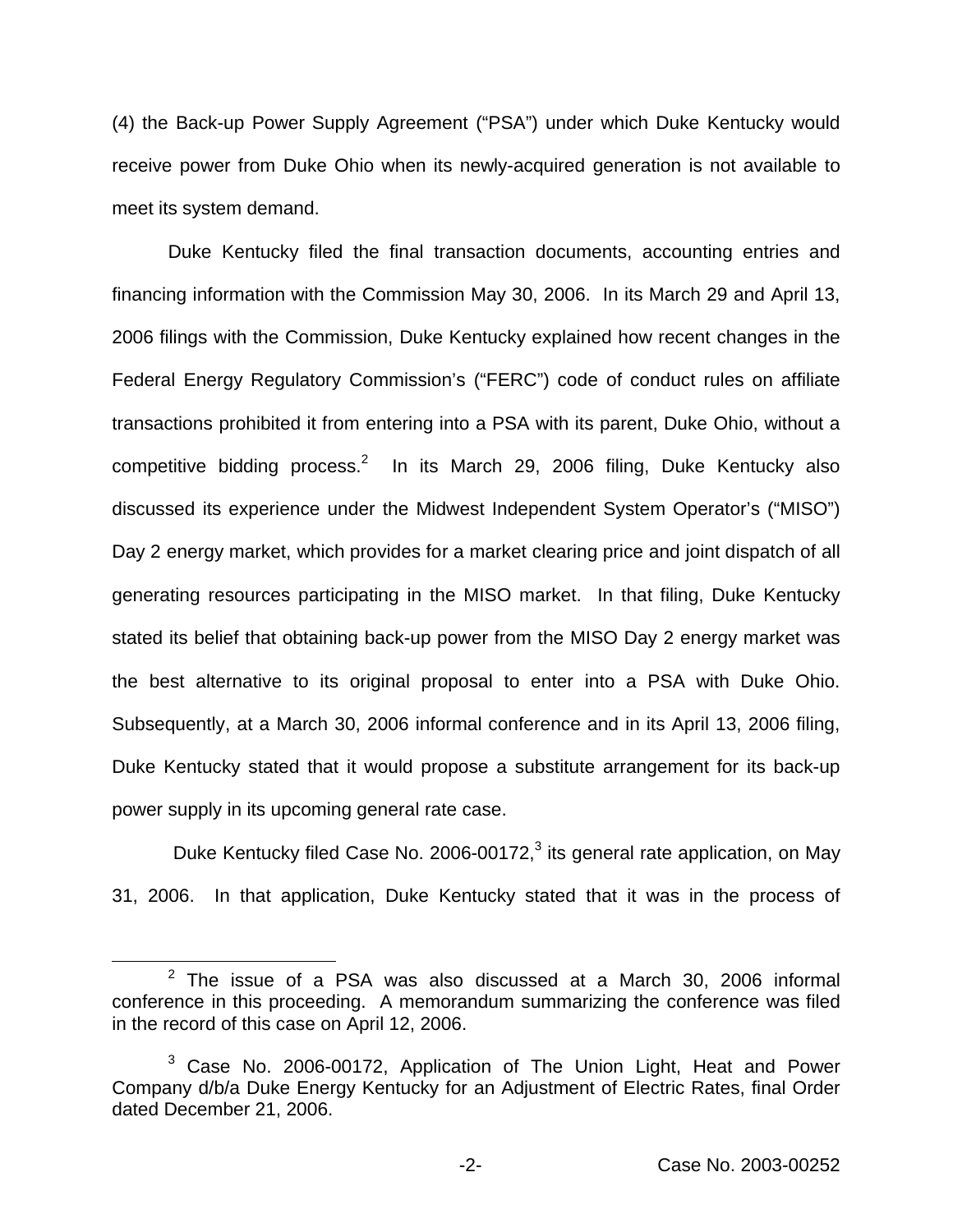(4) the Back-up Power Supply Agreement ("PSA") under which Duke Kentucky would receive power from Duke Ohio when its newly-acquired generation is not available to meet its system demand.

Duke Kentucky filed the final transaction documents, accounting entries and financing information with the Commission May 30, 2006. In its March 29 and April 13, 2006 filings with the Commission, Duke Kentucky explained how recent changes in the Federal Energy Regulatory Commission's ("FERC") code of conduct rules on affiliate transactions prohibited it from entering into a PSA with its parent, Duke Ohio, without a competitive bidding process.[2] In its March 29, 2006 filing, Duke Kentucky also discussed its experience under the Midwest Independent System Operator's ("MISO") Day 2 energy market, which provides for a market clearing price and joint dispatch of all generating resources participating in the MISO market. In that filing, Duke Kentucky stated its belief that obtaining back-up power from the MISO Day 2 energy market was the best alternative to its original proposal to enter into a PSA with Duke Ohio. Subsequently, at a March 30, 2006 informal conference and in its April 13, 2006 filing, Duke Kentucky stated that it would propose a substitute arrangement for its back-up power supply in its upcoming general rate case.

Duke Kentucky filed Case No. 2006-00172,[3] its general rate application, on May 31, 2006. In that application, Duke Kentucky stated that it was in the process of

[2] The issue of a PSA was also discussed at a March 30, 2006 informal conference in this proceeding. A memorandum summarizing the conference was filed in the record of this case on April 12, 2006.

[3] Case No. 2006-00172, Application of The Union Light, Heat and Power Company d/b/a Duke Energy Kentucky for an Adjustment of Electric Rates, final Order dated December 21, 2006.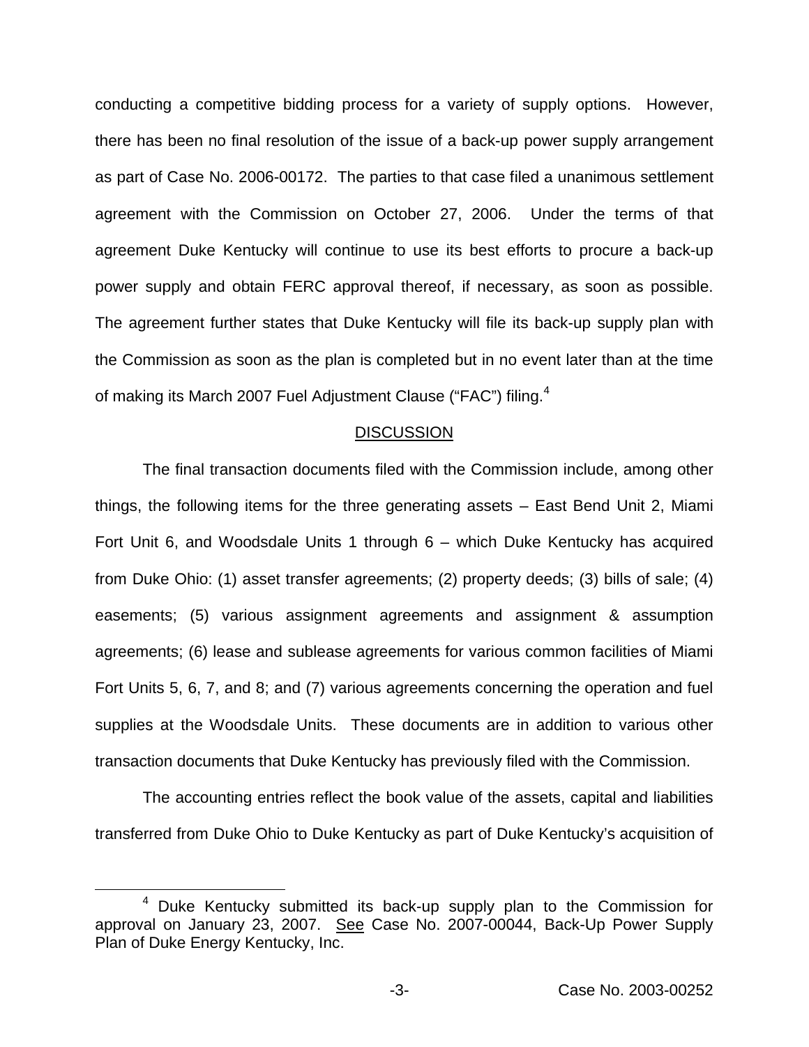conducting a competitive bidding process for a variety of supply options. However, there has been no final resolution of the issue of a back-up power supply arrangement as part of Case No. 2006-00172. The parties to that case filed a unanimous settlement agreement with the Commission on October 27, 2006. Under the terms of that agreement Duke Kentucky will continue to use its best efforts to procure a back-up power supply and obtain FERC approval thereof, if necessary, as soon as possible. The agreement further states that Duke Kentucky will file its back-up supply plan with the Commission as soon as the plan is completed but in no event later than at the time of making its March 2007 Fuel Adjustment Clause ("FAC") filing.[4]

## DISCUSSION

The final transaction documents filed with the Commission include, among other things, the following items for the three generating assets – East Bend Unit 2, Miami Fort Unit 6, and Woodsdale Units 1 through 6 – which Duke Kentucky has acquired from Duke Ohio: (1) asset transfer agreements; (2) property deeds; (3) bills of sale; (4) easements; (5) various assignment agreements and assignment & assumption agreements; (6) lease and sublease agreements for various common facilities of Miami Fort Units 5, 6, 7, and 8; and (7) various agreements concerning the operation and fuel supplies at the Woodsdale Units. These documents are in addition to various other transaction documents that Duke Kentucky has previously filed with the Commission.

The accounting entries reflect the book value of the assets, capital and liabilities transferred from Duke Ohio to Duke Kentucky as part of Duke Kentucky's acquisition of

[4] Duke Kentucky submitted its back-up supply plan to the Commission for approval on January 23, 2007. See Case No. 2007-00044, Back-Up Power Supply Plan of Duke Energy Kentucky, Inc.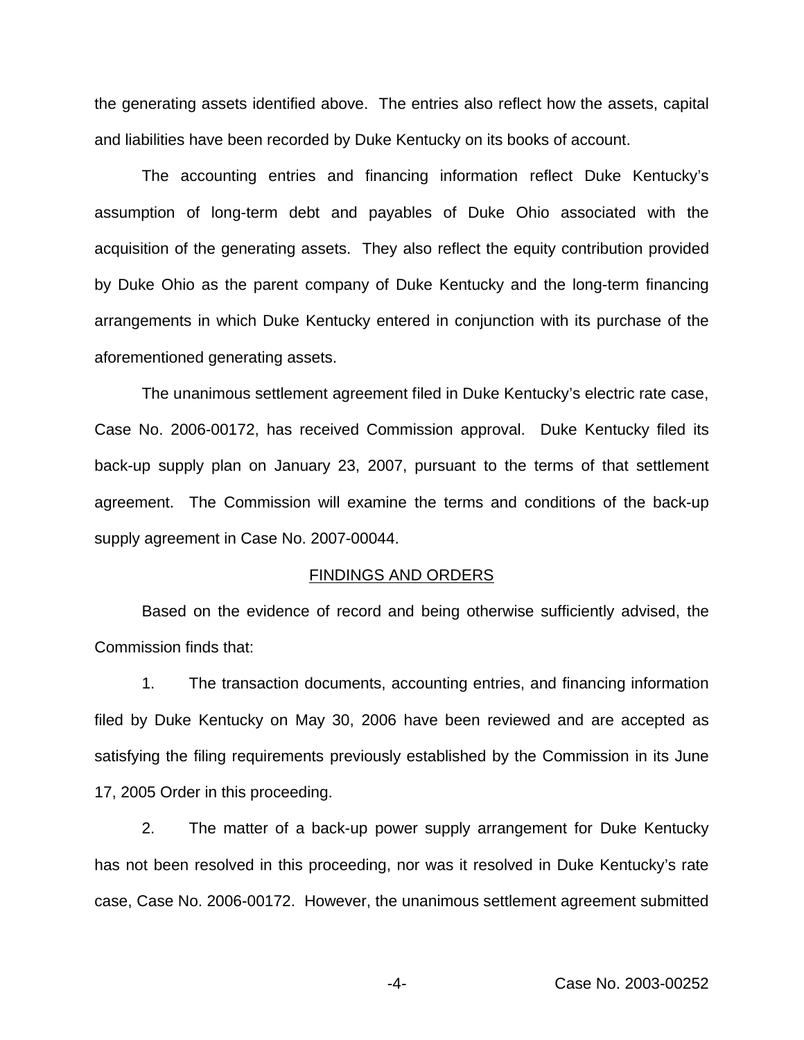the generating assets identified above. The entries also reflect how the assets, capital and liabilities have been recorded by Duke Kentucky on its books of account.

The accounting entries and financing information reflect Duke Kentucky's assumption of long-term debt and payables of Duke Ohio associated with the acquisition of the generating assets. They also reflect the equity contribution provided by Duke Ohio as the parent company of Duke Kentucky and the long-term financing arrangements in which Duke Kentucky entered in conjunction with its purchase of the aforementioned generating assets.

The unanimous settlement agreement filed in Duke Kentucky's electric rate case, Case No. 2006-00172, has received Commission approval. Duke Kentucky filed its back-up supply plan on January 23, 2007, pursuant to the terms of that settlement agreement. The Commission will examine the terms and conditions of the back-up supply agreement in Case No. 2007-00044.

## FINDINGS AND ORDERS

Based on the evidence of record and being otherwise sufficiently advised, the Commission finds that:

1. The transaction documents, accounting entries, and financing information filed by Duke Kentucky on May 30, 2006 have been reviewed and are accepted as satisfying the filing requirements previously established by the Commission in its June 17, 2005 Order in this proceeding.

2. The matter of a back-up power supply arrangement for Duke Kentucky has not been resolved in this proceeding, nor was it resolved in Duke Kentucky's rate case, Case No. 2006-00172. However, the unanimous settlement agreement submitted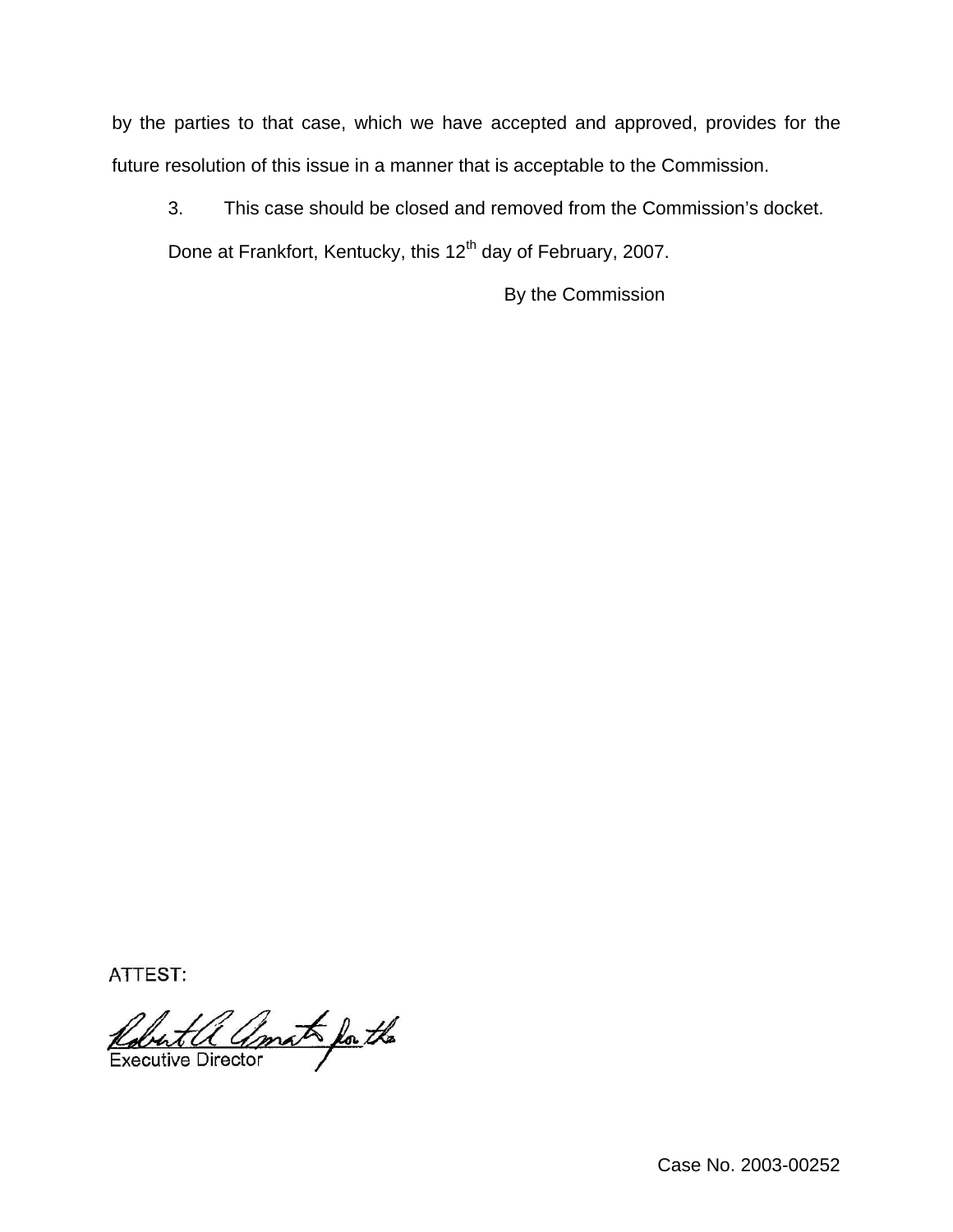by the parties to that case, which we have accepted and approved, provides for the future resolution of this issue in a manner that is acceptable to the Commission.

3. This case should be closed and removed from the Commission's docket.

Done at Frankfort, Kentucky, this 12th day of February, 2007.

By the Commission

ATTEST:

Robert A. Amato for the
Executive Director

Case No. 2003-00252